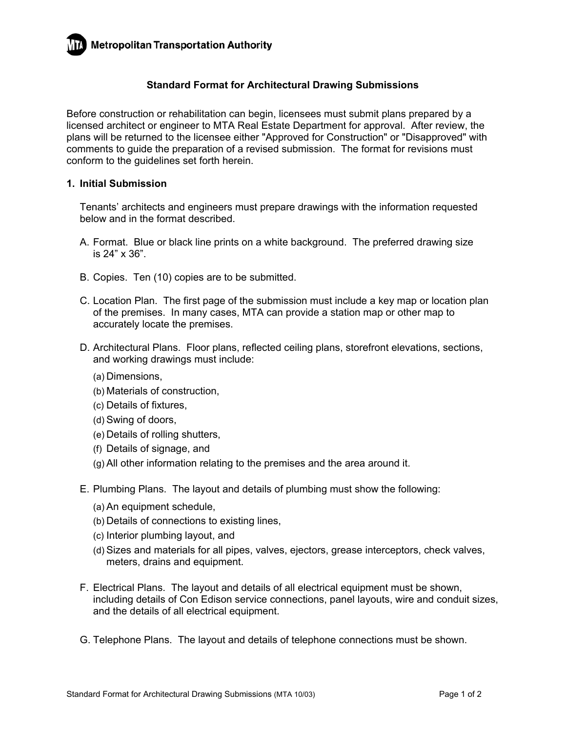Metropolitan Transportation Authority

## Standard Format for Architectural Drawing Submissions

Before construction or rehabilitation can begin, licensees must submit plans prepared by a licensed architect or engineer to MTA Real Estate Department for approval. After review, the plans will be returned to the licensee either "Approved for Construction" or "Disapproved" with comments to guide the preparation of a revised submission. The format for revisions must conform to the guidelines set forth herein.

### 1. Initial Submission

Tenants' architects and engineers must prepare drawings with the information requested below and in the format described.

A. Format. Blue or black line prints on a white background. The preferred drawing size is 24" x 36".

B. Copies. Ten (10) copies are to be submitted.

C. Location Plan. The first page of the submission must include a key map or location plan of the premises. In many cases, MTA can provide a station map or other map to accurately locate the premises.

D. Architectural Plans. Floor plans, reflected ceiling plans, storefront elevations, sections, and working drawings must include:

   (a) Dimensions,
   (b) Materials of construction,
   (c) Details of fixtures,
   (d) Swing of doors,
   (e) Details of rolling shutters,
   (f) Details of signage, and
   (g) All other information relating to the premises and the area around it.

E. Plumbing Plans. The layout and details of plumbing must show the following:

   (a) An equipment schedule,
   (b) Details of connections to existing lines,
   (c) Interior plumbing layout, and
   (d) Sizes and materials for all pipes, valves, ejectors, grease interceptors, check valves, meters, drains and equipment.

F. Electrical Plans. The layout and details of all electrical equipment must be shown, including details of Con Edison service connections, panel layouts, wire and conduit sizes, and the details of all electrical equipment.

G. Telephone Plans. The layout and details of telephone connections must be shown.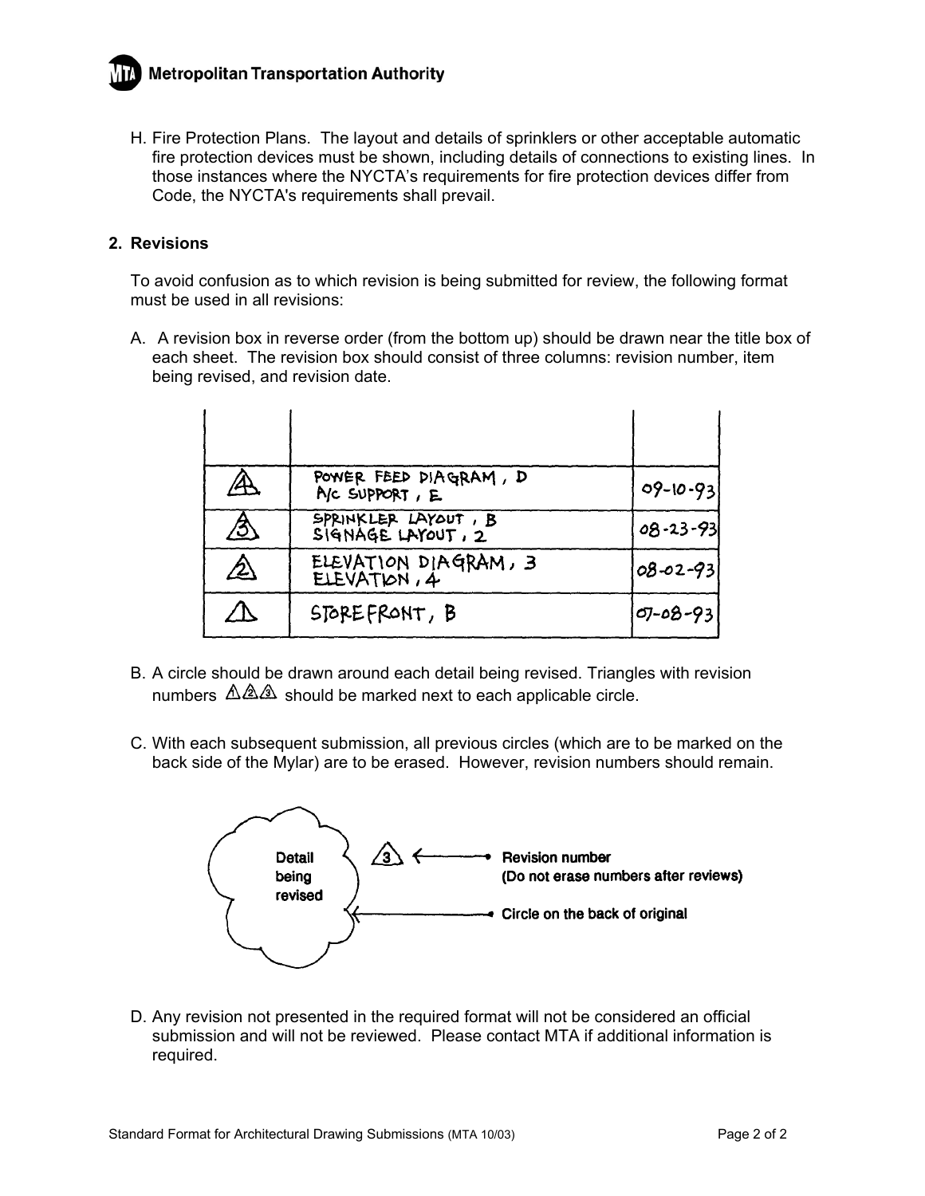H. Fire Protection Plans. The layout and details of sprinklers or other acceptable automatic fire protection devices must be shown, including details of connections to existing lines. In those instances where the NYCTA's requirements for fire protection devices differ from Code, the NYCTA's requirements shall prevail.

## 2. Revisions

To avoid confusion as to which revision is being submitted for review, the following format must be used in all revisions:

A. A revision box in reverse order (from the bottom up) should be drawn near the title box of each sheet. The revision box should consist of three columns: revision number, item being revised, and revision date.

| | | |
|---|---|---|
| | | |
| 4 | POWER FEED DIAGRAM, D<br>A/C SUPPORT, E | 09-10-93 |
| 3 | SPRINKLER LAYOUT, B<br>SIGNAGE LAYOUT, 2 | 08-23-93 |
| 2 | ELEVATION DIAGRAM, 3<br>ELEVATION, 4 | 08-02-93 |
| 1 | STOREFRONT, B | 07-08-93 |

B. A circle should be drawn around each detail being revised. Triangles with revision numbers 1 2 3 should be marked next to each applicable circle.

C. With each subsequent submission, all previous circles (which are to be marked on the back side of the Mylar) are to be erased. However, revision numbers should remain.

Detail being revised

3 ← Revision number (Do not erase numbers after reviews)

Circle on the back of original

D. Any revision not presented in the required format will not be considered an official submission and will not be reviewed. Please contact MTA if additional information is required.